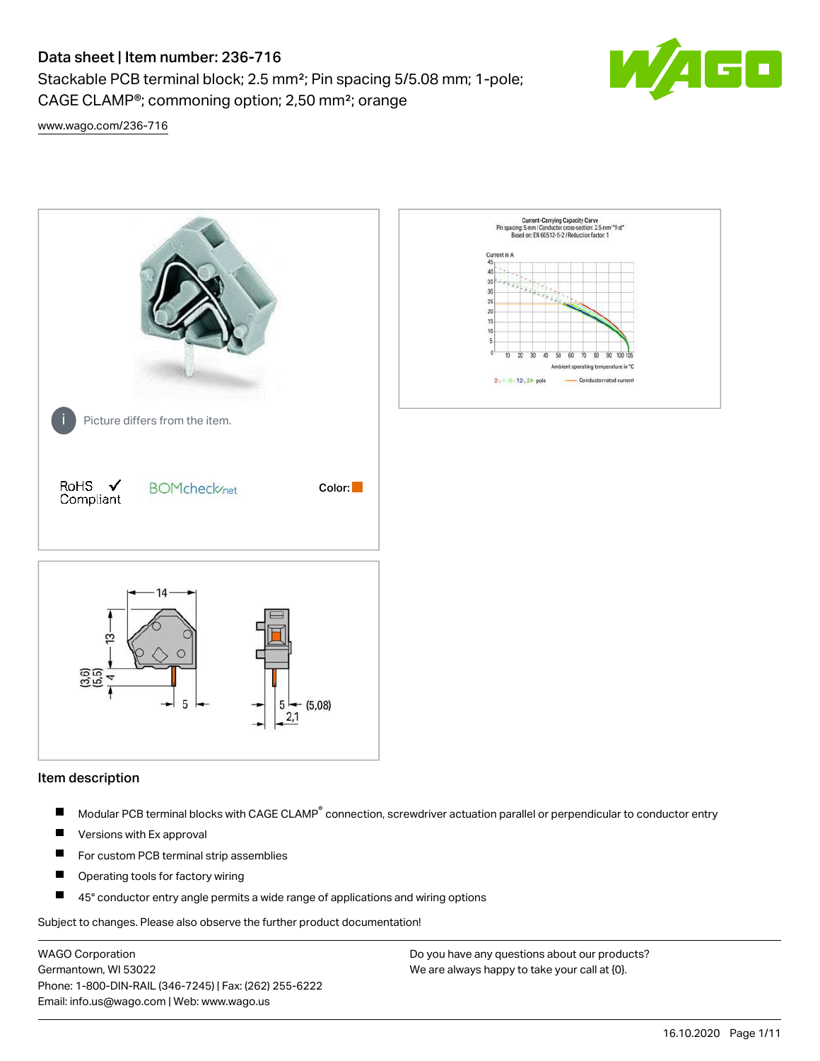# Data sheet | Item number: 236-716

Stackable PCB terminal block; 2.5 mm²; Pin spacing 5/5.08 mm; 1-pole; CAGE CLAMP®; commoning option; 2,50 mm²; orange

www.wago.com/236-716

Picture differs from the item.

RoHS Compliant ✓

BOMcheck.net

Color:

## Item description

- Modular PCB terminal blocks with CAGE CLAMP® connection, screwdriver actuation parallel or perpendicular to conductor entry
- Versions with Ex approval
- For custom PCB terminal strip assemblies
- Operating tools for factory wiring
- 45° conductor entry angle permits a wide range of applications and wiring options

Subject to changes. Please also observe the further product documentation!

WAGO Corporation
Germantown, WI 53022
Phone: 1-800-DIN-RAIL (346-7245) | Fax: (262) 255-6222
Email: info.us@wago.com | Web: www.wago.us

Do you have any questions about our products?
We are always happy to take your call at {0}.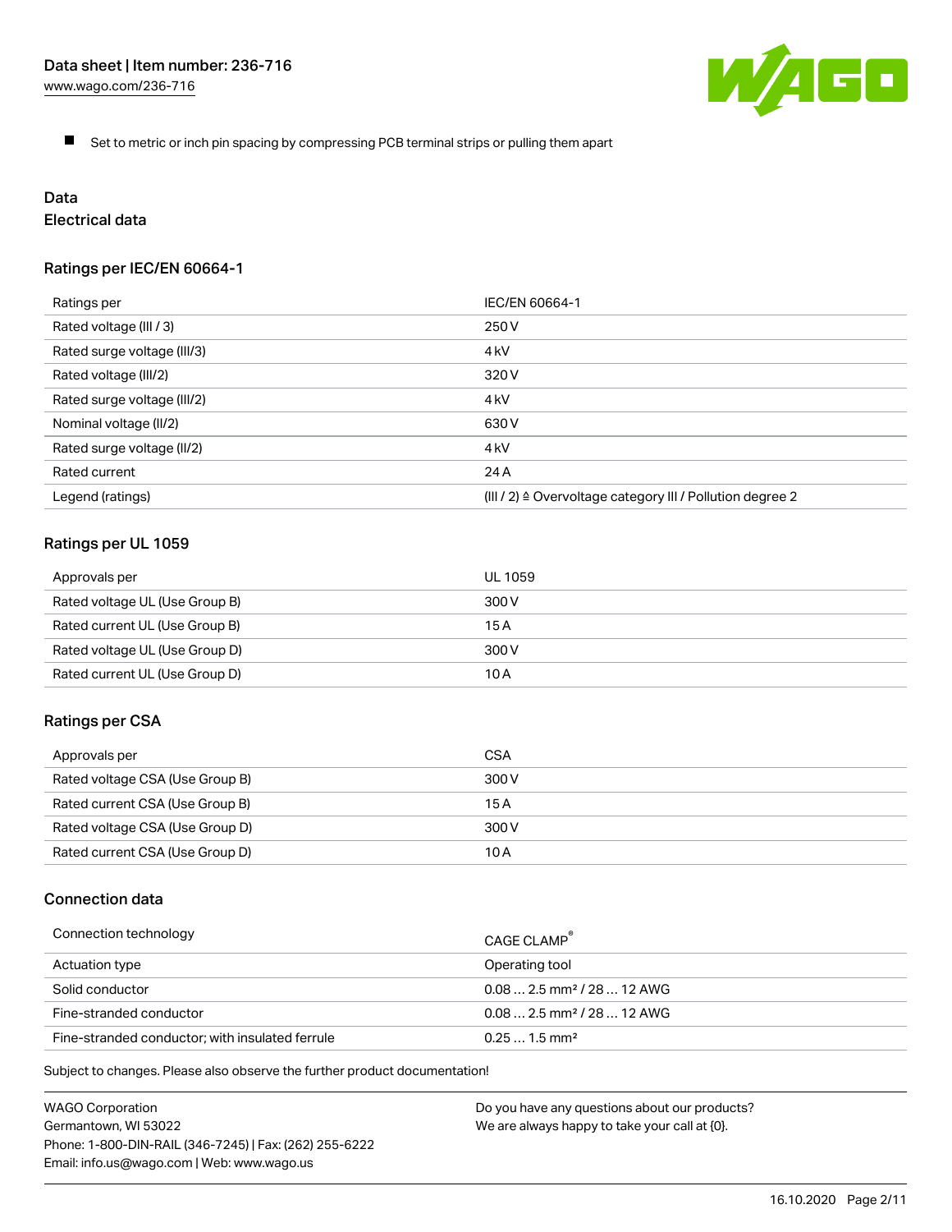- Set to metric or inch pin spacing by compressing PCB terminal strips or pulling them apart

## Data

### Electrical data

#### Ratings per IEC/EN 60664-1

| Ratings per | IEC/EN 60664-1 |
|---|---|
| Rated voltage (III / 3) | 250 V |
| Rated surge voltage (III/3) | 4 kV |
| Rated voltage (III/2) | 320 V |
| Rated surge voltage (III/2) | 4 kV |
| Nominal voltage (II/2) | 630 V |
| Rated surge voltage (II/2) | 4 kV |
| Rated current | 24 A |
| Legend (ratings) | (III / 2) ≙ Overvoltage category III / Pollution degree 2 |

#### Ratings per UL 1059

| Approvals per | UL 1059 |
|---|---|
| Rated voltage UL (Use Group B) | 300 V |
| Rated current UL (Use Group B) | 15 A |
| Rated voltage UL (Use Group D) | 300 V |
| Rated current UL (Use Group D) | 10 A |

#### Ratings per CSA

| Approvals per | CSA |
|---|---|
| Rated voltage CSA (Use Group B) | 300 V |
| Rated current CSA (Use Group B) | 15 A |
| Rated voltage CSA (Use Group D) | 300 V |
| Rated current CSA (Use Group D) | 10 A |

### Connection data

| Connection technology | CAGE CLAMP® |
|---|---|
| Actuation type | Operating tool |
| Solid conductor | 0.08 … 2.5 mm² / 28 … 12 AWG |
| Fine-stranded conductor | 0.08 … 2.5 mm² / 28 … 12 AWG |
| Fine-stranded conductor; with insulated ferrule | 0.25 … 1.5 mm² |

Subject to changes. Please also observe the further product documentation!

WAGO Corporation
Germantown, WI 53022
Phone: 1-800-DIN-RAIL (346-7245) | Fax: (262) 255-6222
Email: info.us@wago.com | Web: www.wago.us

Do you have any questions about our products?
We are always happy to take your call at {0}.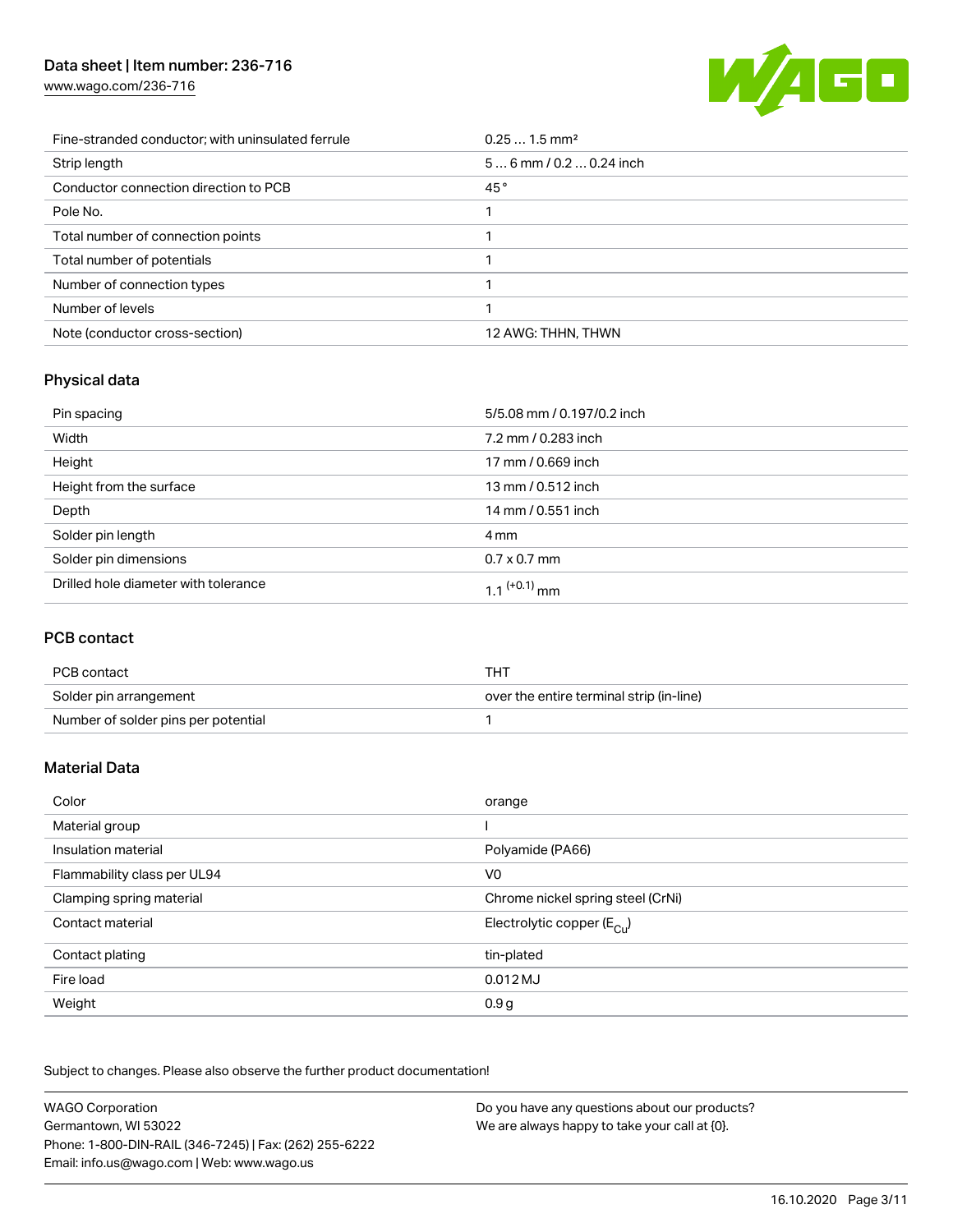| | |
|---|---|
| Fine-stranded conductor; with uninsulated ferrule | 0.25 … 1.5 mm² |
| Strip length | 5 … 6 mm / 0.2 … 0.24 inch |
| Conductor connection direction to PCB | 45 ° |
| Pole No. | 1 |
| Total number of connection points | 1 |
| Total number of potentials | 1 |
| Number of connection types | 1 |
| Number of levels | 1 |
| Note (conductor cross-section) | 12 AWG: THHN, THWN |

## Physical data

| | |
|---|---|
| Pin spacing | 5/5.08 mm / 0.197/0.2 inch |
| Width | 7.2 mm / 0.283 inch |
| Height | 17 mm / 0.669 inch |
| Height from the surface | 13 mm / 0.512 inch |
| Depth | 14 mm / 0.551 inch |
| Solder pin length | 4 mm |
| Solder pin dimensions | 0.7 x 0.7 mm |
| Drilled hole diameter with tolerance | $1.1^{(+0.1)}$ mm |

## PCB contact

| | |
|---|---|
| PCB contact | THT |
| Solder pin arrangement | over the entire terminal strip (in-line) |
| Number of solder pins per potential | 1 |

## Material Data

| | |
|---|---|
| Color | orange |
| Material group | I |
| Insulation material | Polyamide (PA66) |
| Flammability class per UL94 | V0 |
| Clamping spring material | Chrome nickel spring steel (CrNi) |
| Contact material | Electrolytic copper ($E_{Cu}$) |
| Contact plating | tin-plated |
| Fire load | 0.012 MJ |
| Weight | 0.9 g |

Subject to changes. Please also observe the further product documentation!

WAGO Corporation
Germantown, WI 53022
Phone: 1-800-DIN-RAIL (346-7245) | Fax: (262) 255-6222
Email: info.us@wago.com | Web: www.wago.us

Do you have any questions about our products?
We are always happy to take your call at {0}.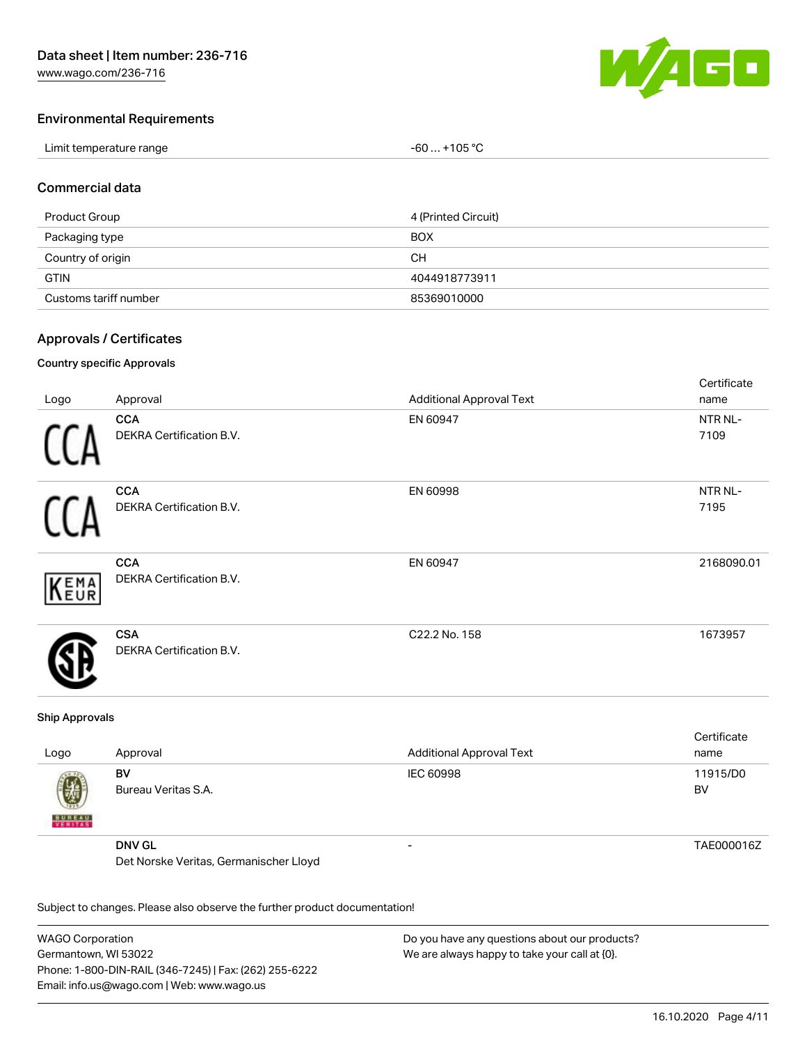## Environmental Requirements

| | |
|---|---|
| Limit temperature range | -60 … +105 °C |

## Commercial data

| | |
|---|---|
| Product Group | 4 (Printed Circuit) |
| Packaging type | BOX |
| Country of origin | CH |
| GTIN | 4044918773911 |
| Customs tariff number | 85369010000 |

## Approvals / Certificates

### Country specific Approvals

| Logo | Approval | Additional Approval Text | Certificate name |
|---|---|---|---|
| | **CCA**<br>DEKRA Certification B.V. | EN 60947 | NTR NL-7109 |
| | **CCA**<br>DEKRA Certification B.V. | EN 60998 | NTR NL-7195 |
| | **CCA**<br>DEKRA Certification B.V. | EN 60947 | 2168090.01 |
| | **CSA**<br>DEKRA Certification B.V. | C22.2 No. 158 | 1673957 |

### Ship Approvals

| Logo | Approval | Additional Approval Text | Certificate name |
|---|---|---|---|
| | **BV**<br>Bureau Veritas S.A. | IEC 60998 | 11915/D0 BV |
| | **DNV GL**<br>Det Norske Veritas, Germanischer Lloyd | - | TAE000016Z |

Subject to changes. Please also observe the further product documentation!

WAGO Corporation
Germantown, WI 53022
Phone: 1-800-DIN-RAIL (346-7245) | Fax: (262) 255-6222
Email: info.us@wago.com | Web: www.wago.us

Do you have any questions about our products?
We are always happy to take your call at {0}.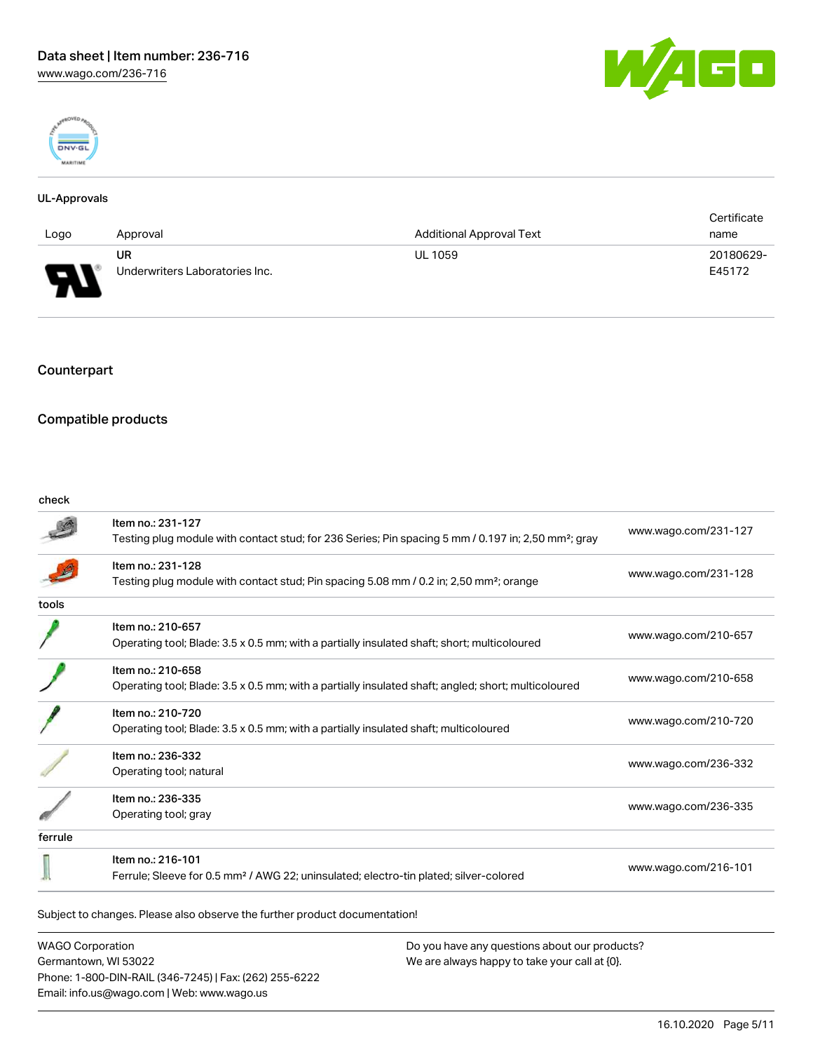### UL-Approvals

| Logo | Approval | Additional Approval Text | Certificate name |
|---|---|---|---|
| | **UR** Underwriters Laboratories Inc. | UL 1059 | 20180629-E45172 |

## Counterpart

## Compatible products

| | | |
|---|---|---|
| **check** | | |
| | Item no.: 231-127<br>Testing plug module with contact stud; for 236 Series; Pin spacing 5 mm / 0.197 in; 2,50 mm²; gray | www.wago.com/231-127 |
| | Item no.: 231-128<br>Testing plug module with contact stud; Pin spacing 5.08 mm / 0.2 in; 2,50 mm²; orange | www.wago.com/231-128 |
| **tools** | | |
| | Item no.: 210-657<br>Operating tool; Blade: 3.5 x 0.5 mm; with a partially insulated shaft; short; multicoloured | www.wago.com/210-657 |
| | Item no.: 210-658<br>Operating tool; Blade: 3.5 x 0.5 mm; with a partially insulated shaft; angled; short; multicoloured | www.wago.com/210-658 |
| | Item no.: 210-720<br>Operating tool; Blade: 3.5 x 0.5 mm; with a partially insulated shaft; multicoloured | www.wago.com/210-720 |
| | Item no.: 236-332<br>Operating tool; natural | www.wago.com/236-332 |
| | Item no.: 236-335<br>Operating tool; gray | www.wago.com/236-335 |
| **ferrule** | | |
| | Item no.: 216-101<br>Ferrule; Sleeve for 0.5 mm² / AWG 22; uninsulated; electro-tin plated; silver-colored | www.wago.com/216-101 |

Subject to changes. Please also observe the further product documentation!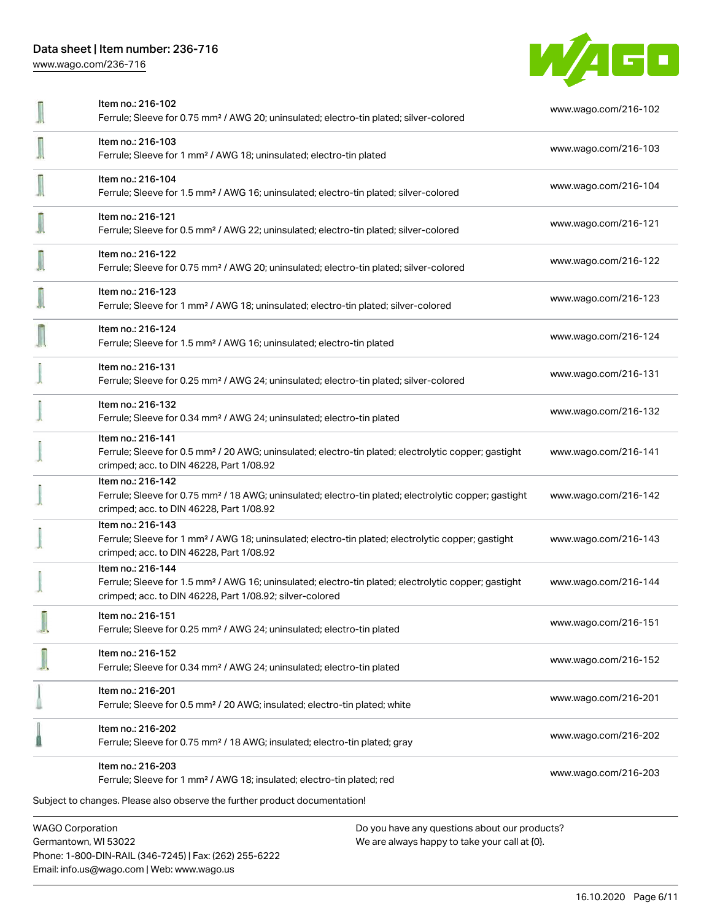| | | |
|---|---|---|
| | Item no.: 216-102<br>Ferrule; Sleeve for 0.75 mm² / AWG 20; uninsulated; electro-tin plated; silver-colored | www.wago.com/216-102 |
| | Item no.: 216-103<br>Ferrule; Sleeve for 1 mm² / AWG 18; uninsulated; electro-tin plated | www.wago.com/216-103 |
| | Item no.: 216-104<br>Ferrule; Sleeve for 1.5 mm² / AWG 16; uninsulated; electro-tin plated; silver-colored | www.wago.com/216-104 |
| | Item no.: 216-121<br>Ferrule; Sleeve for 0.5 mm² / AWG 22; uninsulated; electro-tin plated; silver-colored | www.wago.com/216-121 |
| | Item no.: 216-122<br>Ferrule; Sleeve for 0.75 mm² / AWG 20; uninsulated; electro-tin plated; silver-colored | www.wago.com/216-122 |
| | Item no.: 216-123<br>Ferrule; Sleeve for 1 mm² / AWG 18; uninsulated; electro-tin plated; silver-colored | www.wago.com/216-123 |
| | Item no.: 216-124<br>Ferrule; Sleeve for 1.5 mm² / AWG 16; uninsulated; electro-tin plated | www.wago.com/216-124 |
| | Item no.: 216-131<br>Ferrule; Sleeve for 0.25 mm² / AWG 24; uninsulated; electro-tin plated; silver-colored | www.wago.com/216-131 |
| | Item no.: 216-132<br>Ferrule; Sleeve for 0.34 mm² / AWG 24; uninsulated; electro-tin plated | www.wago.com/216-132 |
| | Item no.: 216-141<br>Ferrule; Sleeve for 0.5 mm² / 20 AWG; uninsulated; electro-tin plated; electrolytic copper; gastight crimped; acc. to DIN 46228, Part 1/08.92 | www.wago.com/216-141 |
| | Item no.: 216-142<br>Ferrule; Sleeve for 0.75 mm² / 18 AWG; uninsulated; electro-tin plated; electrolytic copper; gastight crimped; acc. to DIN 46228, Part 1/08.92 | www.wago.com/216-142 |
| | Item no.: 216-143<br>Ferrule; Sleeve for 1 mm² / AWG 18; uninsulated; electro-tin plated; electrolytic copper; gastight crimped; acc. to DIN 46228, Part 1/08.92 | www.wago.com/216-143 |
| | Item no.: 216-144<br>Ferrule; Sleeve for 1.5 mm² / AWG 16; uninsulated; electro-tin plated; electrolytic copper; gastight crimped; acc. to DIN 46228, Part 1/08.92; silver-colored | www.wago.com/216-144 |
| | Item no.: 216-151<br>Ferrule; Sleeve for 0.25 mm² / AWG 24; uninsulated; electro-tin plated | www.wago.com/216-151 |
| | Item no.: 216-152<br>Ferrule; Sleeve for 0.34 mm² / AWG 24; uninsulated; electro-tin plated | www.wago.com/216-152 |
| | Item no.: 216-201<br>Ferrule; Sleeve for 0.5 mm² / 20 AWG; insulated; electro-tin plated; white | www.wago.com/216-201 |
| | Item no.: 216-202<br>Ferrule; Sleeve for 0.75 mm² / 18 AWG; insulated; electro-tin plated; gray | www.wago.com/216-202 |
| | Item no.: 216-203<br>Ferrule; Sleeve for 1 mm² / AWG 18; insulated; electro-tin plated; red | www.wago.com/216-203 |

Subject to changes. Please also observe the further product documentation!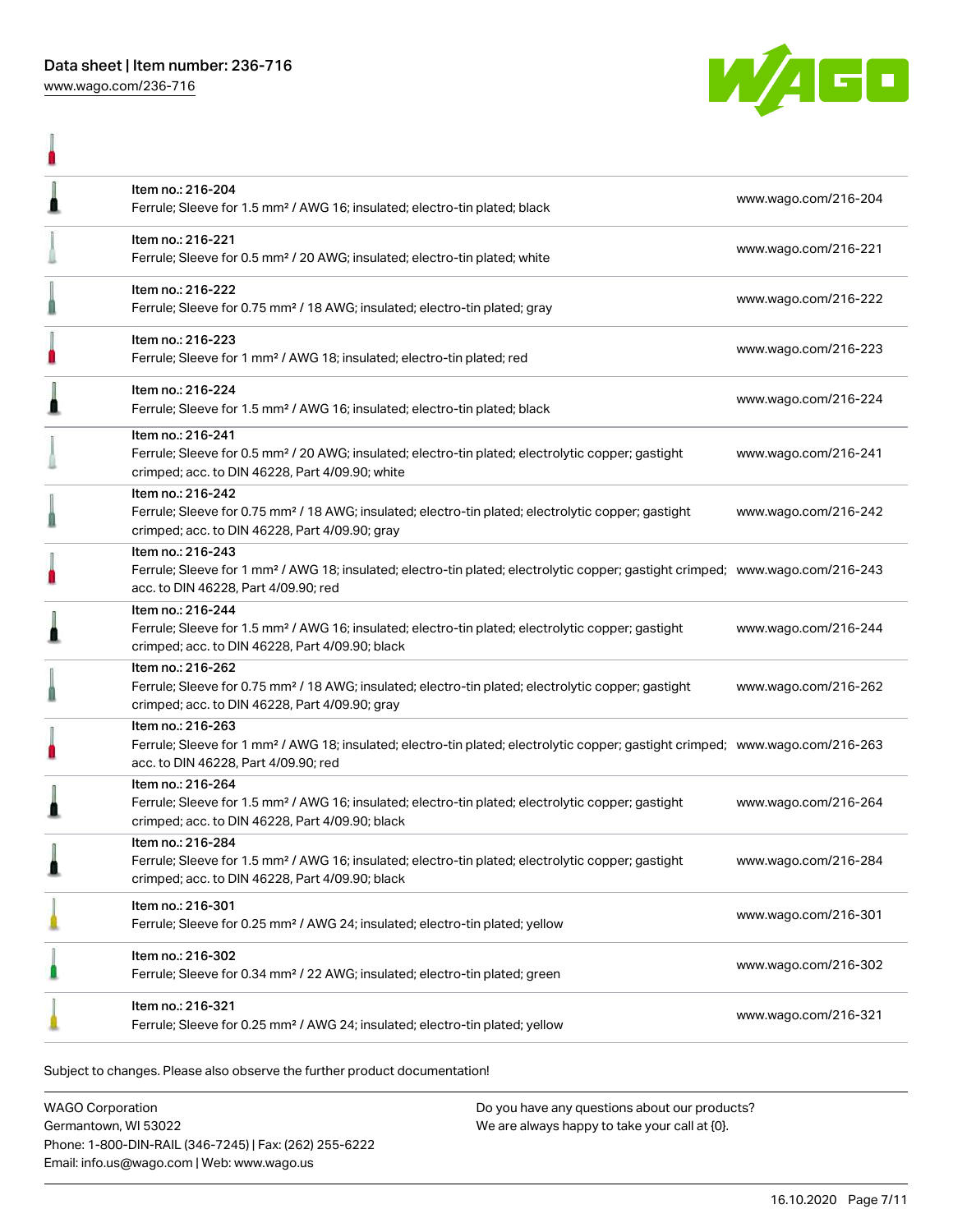| Item | Link |
| --- | --- |
| Item no.: 216-204<br>Ferrule; Sleeve for 1.5 mm² / AWG 16; insulated; electro-tin plated; black | www.wago.com/216-204 |
| Item no.: 216-221<br>Ferrule; Sleeve for 0.5 mm² / 20 AWG; insulated; electro-tin plated; white | www.wago.com/216-221 |
| Item no.: 216-222<br>Ferrule; Sleeve for 0.75 mm² / 18 AWG; insulated; electro-tin plated; gray | www.wago.com/216-222 |
| Item no.: 216-223<br>Ferrule; Sleeve for 1 mm² / AWG 18; insulated; electro-tin plated; red | www.wago.com/216-223 |
| Item no.: 216-224<br>Ferrule; Sleeve for 1.5 mm² / AWG 16; insulated; electro-tin plated; black | www.wago.com/216-224 |
| Item no.: 216-241<br>Ferrule; Sleeve for 0.5 mm² / 20 AWG; insulated; electro-tin plated; electrolytic copper; gastight crimped; acc. to DIN 46228, Part 4/09.90; white | www.wago.com/216-241 |
| Item no.: 216-242<br>Ferrule; Sleeve for 0.75 mm² / 18 AWG; insulated; electro-tin plated; electrolytic copper; gastight crimped; acc. to DIN 46228, Part 4/09.90; gray | www.wago.com/216-242 |
| Item no.: 216-243<br>Ferrule; Sleeve for 1 mm² / AWG 18; insulated; electro-tin plated; electrolytic copper; gastight crimped; acc. to DIN 46228, Part 4/09.90; red | www.wago.com/216-243 |
| Item no.: 216-244<br>Ferrule; Sleeve for 1.5 mm² / AWG 16; insulated; electro-tin plated; electrolytic copper; gastight crimped; acc. to DIN 46228, Part 4/09.90; black | www.wago.com/216-244 |
| Item no.: 216-262<br>Ferrule; Sleeve for 0.75 mm² / 18 AWG; insulated; electro-tin plated; electrolytic copper; gastight crimped; acc. to DIN 46228, Part 4/09.90; gray | www.wago.com/216-262 |
| Item no.: 216-263<br>Ferrule; Sleeve for 1 mm² / AWG 18; insulated; electro-tin plated; electrolytic copper; gastight crimped; acc. to DIN 46228, Part 4/09.90; red | www.wago.com/216-263 |
| Item no.: 216-264<br>Ferrule; Sleeve for 1.5 mm² / AWG 16; insulated; electro-tin plated; electrolytic copper; gastight crimped; acc. to DIN 46228, Part 4/09.90; black | www.wago.com/216-264 |
| Item no.: 216-284<br>Ferrule; Sleeve for 1.5 mm² / AWG 16; insulated; electro-tin plated; electrolytic copper; gastight crimped; acc. to DIN 46228, Part 4/09.90; black | www.wago.com/216-284 |
| Item no.: 216-301<br>Ferrule; Sleeve for 0.25 mm² / AWG 24; insulated; electro-tin plated; yellow | www.wago.com/216-301 |
| Item no.: 216-302<br>Ferrule; Sleeve for 0.34 mm² / 22 AWG; insulated; electro-tin plated; green | www.wago.com/216-302 |
| Item no.: 216-321<br>Ferrule; Sleeve for 0.25 mm² / AWG 24; insulated; electro-tin plated; yellow | www.wago.com/216-321 |

Subject to changes. Please also observe the further product documentation!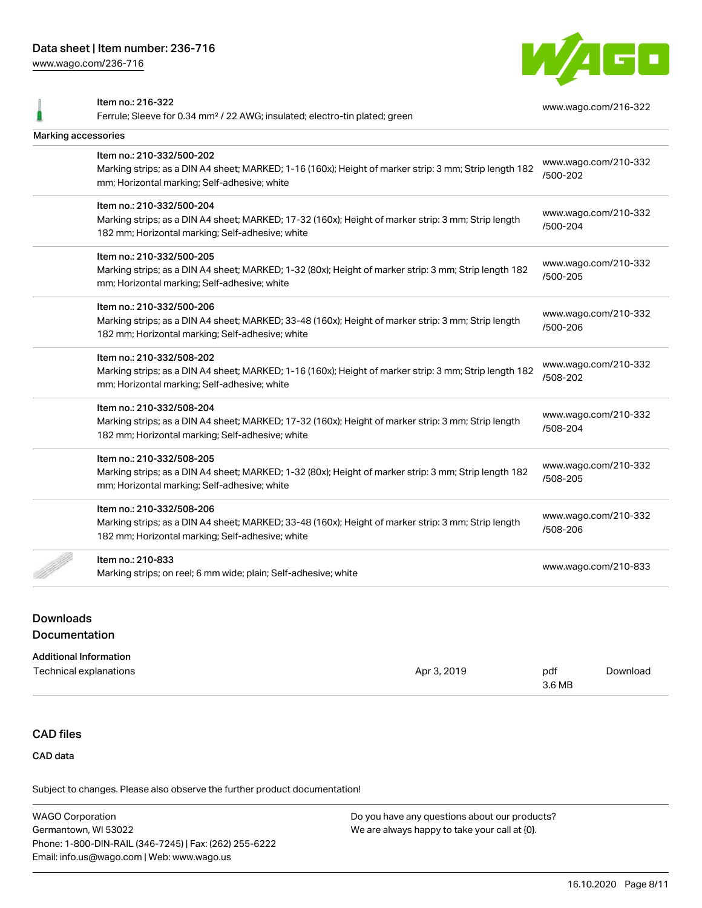| | | |
|---|---|---|
| | Item no.: 216-322<br>Ferrule; Sleeve for 0.34 mm² / 22 AWG; insulated; electro-tin plated; green | www.wago.com/216-322 |
| **Marking accessories** | | |
| | Item no.: 210-332/500-202<br>Marking strips; as a DIN A4 sheet; MARKED; 1-16 (160x); Height of marker strip: 3 mm; Strip length 182 mm; Horizontal marking; Self-adhesive; white | www.wago.com/210-332/500-202 |
| | Item no.: 210-332/500-204<br>Marking strips; as a DIN A4 sheet; MARKED; 17-32 (160x); Height of marker strip: 3 mm; Strip length 182 mm; Horizontal marking; Self-adhesive; white | www.wago.com/210-332/500-204 |
| | Item no.: 210-332/500-205<br>Marking strips; as a DIN A4 sheet; MARKED; 1-32 (80x); Height of marker strip: 3 mm; Strip length 182 mm; Horizontal marking; Self-adhesive; white | www.wago.com/210-332/500-205 |
| | Item no.: 210-332/500-206<br>Marking strips; as a DIN A4 sheet; MARKED; 33-48 (160x); Height of marker strip: 3 mm; Strip length 182 mm; Horizontal marking; Self-adhesive; white | www.wago.com/210-332/500-206 |
| | Item no.: 210-332/508-202<br>Marking strips; as a DIN A4 sheet; MARKED; 1-16 (160x); Height of marker strip: 3 mm; Strip length 182 mm; Horizontal marking; Self-adhesive; white | www.wago.com/210-332/508-202 |
| | Item no.: 210-332/508-204<br>Marking strips; as a DIN A4 sheet; MARKED; 17-32 (160x); Height of marker strip: 3 mm; Strip length 182 mm; Horizontal marking; Self-adhesive; white | www.wago.com/210-332/508-204 |
| | Item no.: 210-332/508-205<br>Marking strips; as a DIN A4 sheet; MARKED; 1-32 (80x); Height of marker strip: 3 mm; Strip length 182 mm; Horizontal marking; Self-adhesive; white | www.wago.com/210-332/508-205 |
| | Item no.: 210-332/508-206<br>Marking strips; as a DIN A4 sheet; MARKED; 33-48 (160x); Height of marker strip: 3 mm; Strip length 182 mm; Horizontal marking; Self-adhesive; white | www.wago.com/210-332/508-206 |
| | Item no.: 210-833<br>Marking strips; on reel; 6 mm wide; plain; Self-adhesive; white | www.wago.com/210-833 |

## Downloads
## Documentation

**Additional Information**

| | | | |
|---|---|---|---|
| Technical explanations | Apr 3, 2019 | pdf<br>3.6 MB | Download |

## CAD files

**CAD data**

Subject to changes. Please also observe the further product documentation!

WAGO Corporation
Germantown, WI 53022
Phone: 1-800-DIN-RAIL (346-7245) | Fax: (262) 255-6222
Email: info.us@wago.com | Web: www.wago.us

Do you have any questions about our products?
We are always happy to take your call at {0}.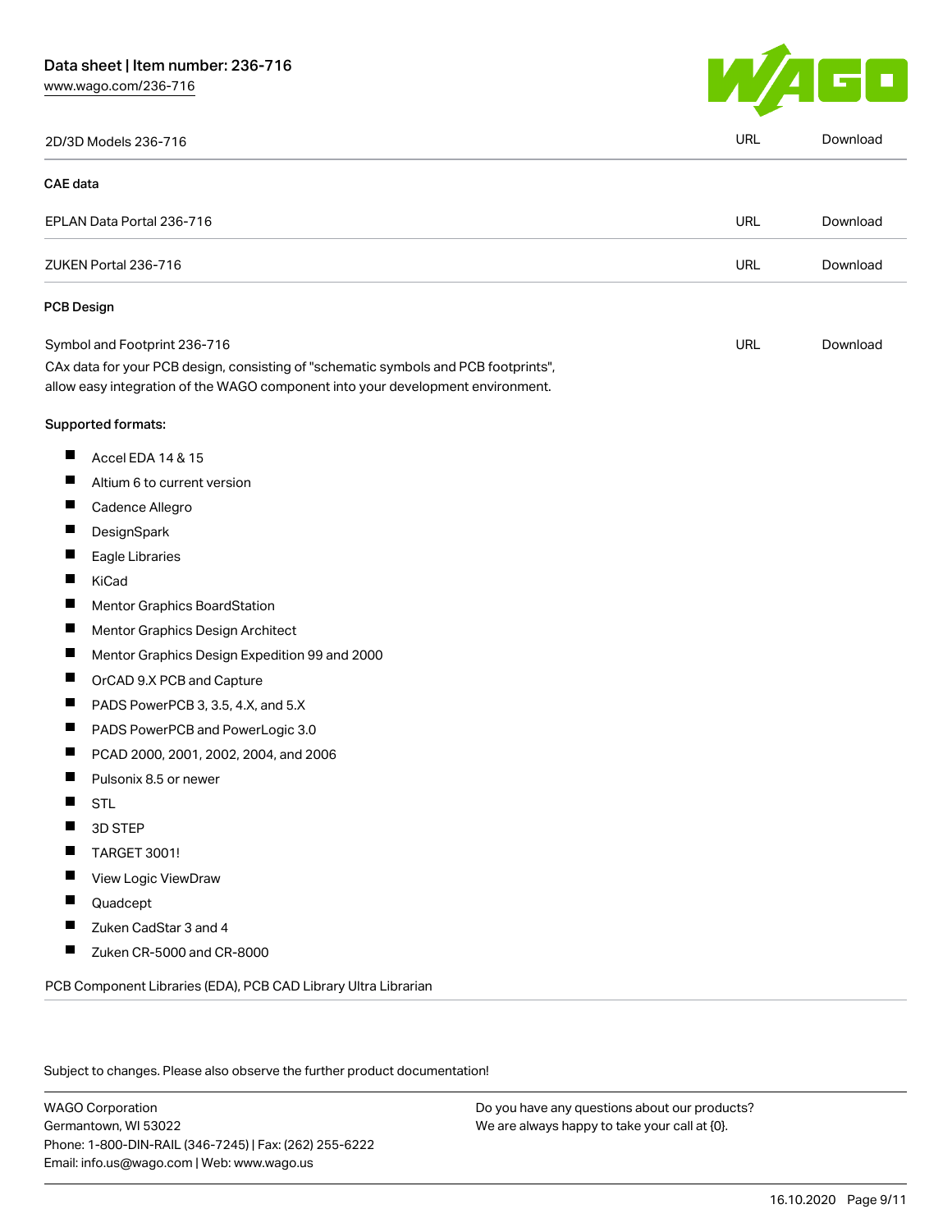| | | |
|---|---|---|
| 2D/3D Models 236-716 | URL | Download |

### CAE data

| | | |
|---|---|---|
| EPLAN Data Portal 236-716 | URL | Download |
| ZUKEN Portal 236-716 | URL | Download |

### PCB Design

| | | |
|---|---|---|
| Symbol and Footprint 236-716 | URL | Download |

CAx data for your PCB design, consisting of "schematic symbols and PCB footprints", allow easy integration of the WAGO component into your development environment.

Supported formats:

- Accel EDA 14 & 15
- Altium 6 to current version
- Cadence Allegro
- DesignSpark
- Eagle Libraries
- KiCad
- Mentor Graphics BoardStation
- Mentor Graphics Design Architect
- Mentor Graphics Design Expedition 99 and 2000
- OrCAD 9.X PCB and Capture
- PADS PowerPCB 3, 3.5, 4.X, and 5.X
- PADS PowerPCB and PowerLogic 3.0
- PCAD 2000, 2001, 2002, 2004, and 2006
- Pulsonix 8.5 or newer
- STL
- 3D STEP
- TARGET 3001!
- View Logic ViewDraw
- Quadcept
- Zuken CadStar 3 and 4
- Zuken CR-5000 and CR-8000

PCB Component Libraries (EDA), PCB CAD Library Ultra Librarian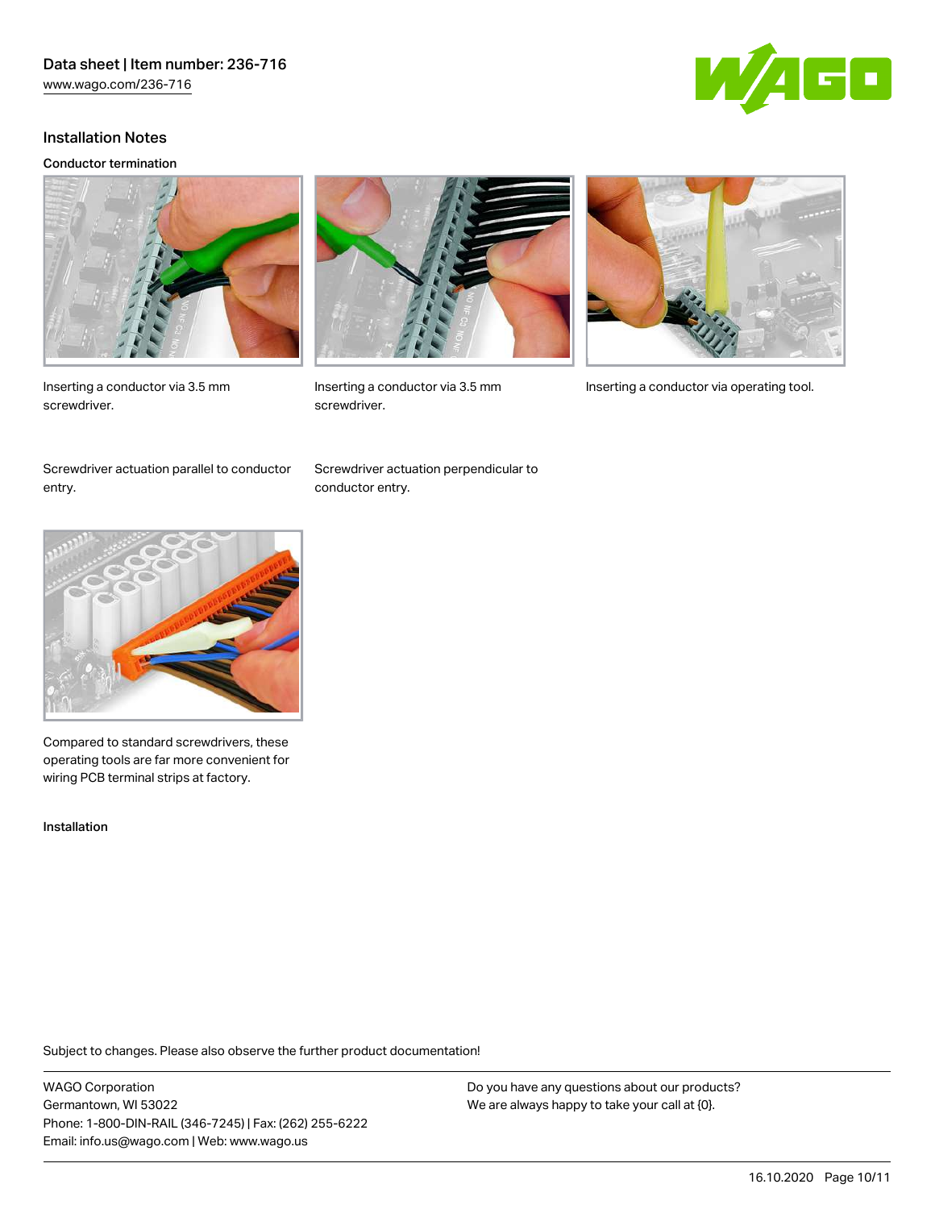## Installation Notes

### Conductor termination

Inserting a conductor via 3.5 mm screwdriver.

Inserting a conductor via 3.5 mm screwdriver.

Inserting a conductor via operating tool.

Screwdriver actuation parallel to conductor entry.

Screwdriver actuation perpendicular to conductor entry.

Compared to standard screwdrivers, these operating tools are far more convenient for wiring PCB terminal strips at factory.

### Installation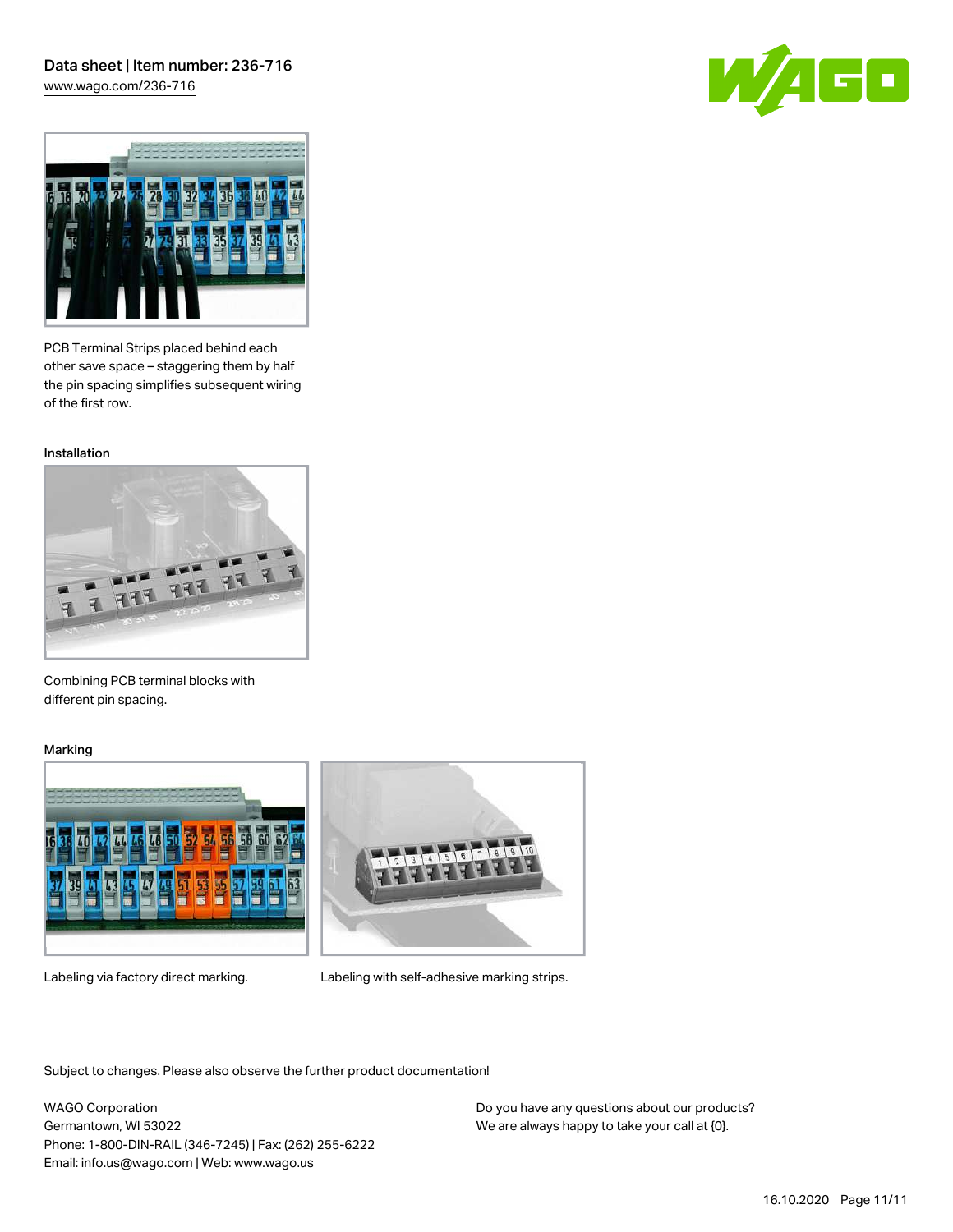PCB Terminal Strips placed behind each other save space – staggering them by half the pin spacing simplifies subsequent wiring of the first row.

## Installation

Combining PCB terminal blocks with different pin spacing.

## Marking

Labeling via factory direct marking.

Labeling with self-adhesive marking strips.

Subject to changes. Please also observe the further product documentation!

WAGO Corporation
Germantown, WI 53022
Phone: 1-800-DIN-RAIL (346-7245) | Fax: (262) 255-6222
Email: info.us@wago.com | Web: www.wago.us

Do you have any questions about our products?
We are always happy to take your call at {0}.